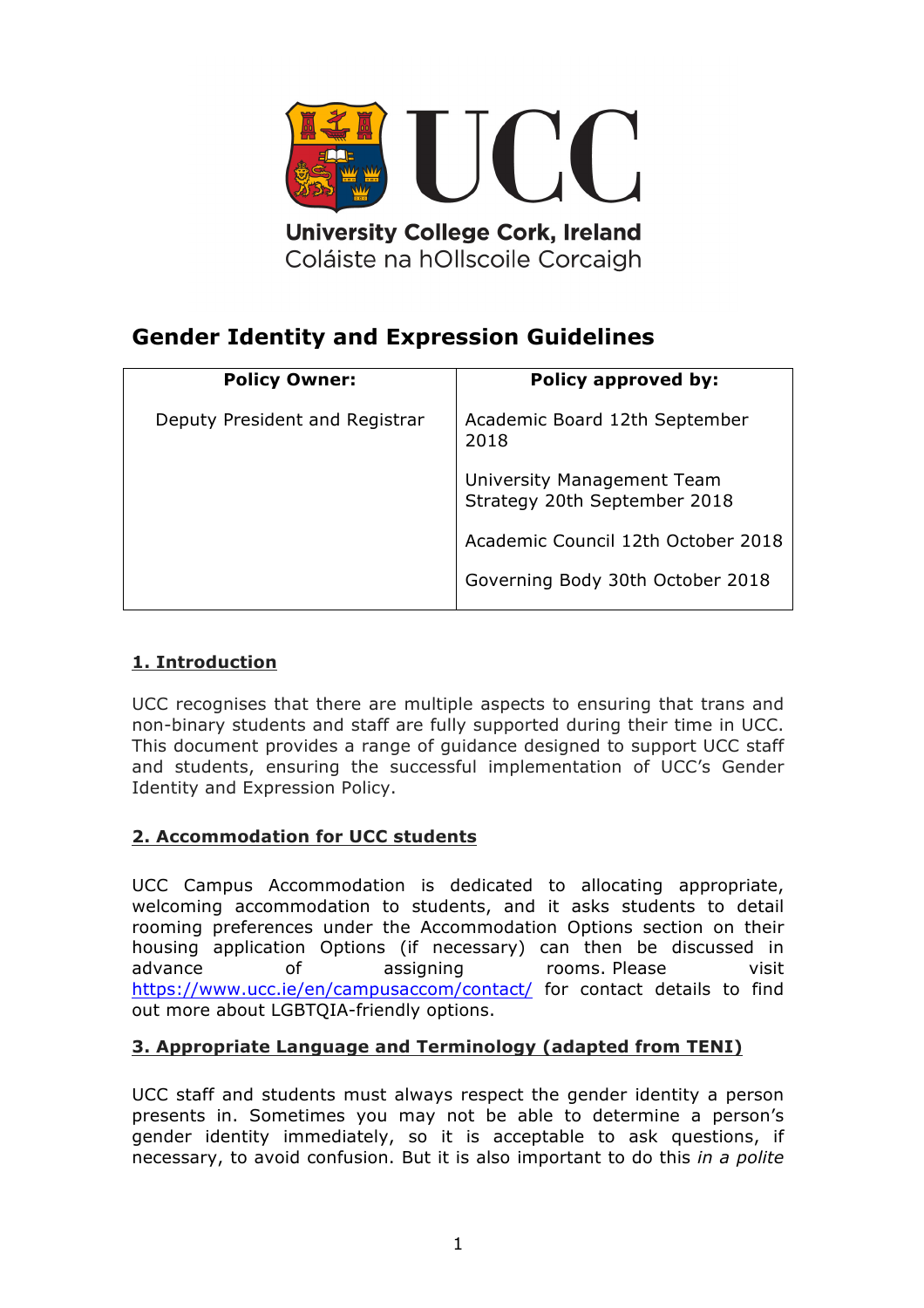University College Cork, Ireland
Coláiste na hOllscoile Corcaigh

# Gender Identity and Expression Guidelines

| Policy Owner: | Policy approved by: |
|---|---|
| Deputy President and Registrar | Academic Board 12th September 2018<br><br>University Management Team Strategy 20th September 2018<br><br>Academic Council 12th October 2018<br><br>Governing Body 30th October 2018 |

## 1. Introduction

UCC recognises that there are multiple aspects to ensuring that trans and non-binary students and staff are fully supported during their time in UCC. This document provides a range of guidance designed to support UCC staff and students, ensuring the successful implementation of UCC's Gender Identity and Expression Policy.

## 2. Accommodation for UCC students

UCC Campus Accommodation is dedicated to allocating appropriate, welcoming accommodation to students, and it asks students to detail rooming preferences under the Accommodation Options section on their housing application Options (if necessary) can then be discussed in advance of assigning rooms. Please visit https://www.ucc.ie/en/campusaccom/contact/ for contact details to find out more about LGBTQIA-friendly options.

## 3. Appropriate Language and Terminology (adapted from TENI)

UCC staff and students must always respect the gender identity a person presents in. Sometimes you may not be able to determine a person's gender identity immediately, so it is acceptable to ask questions, if necessary, to avoid confusion. But it is also important to do this *in a polite*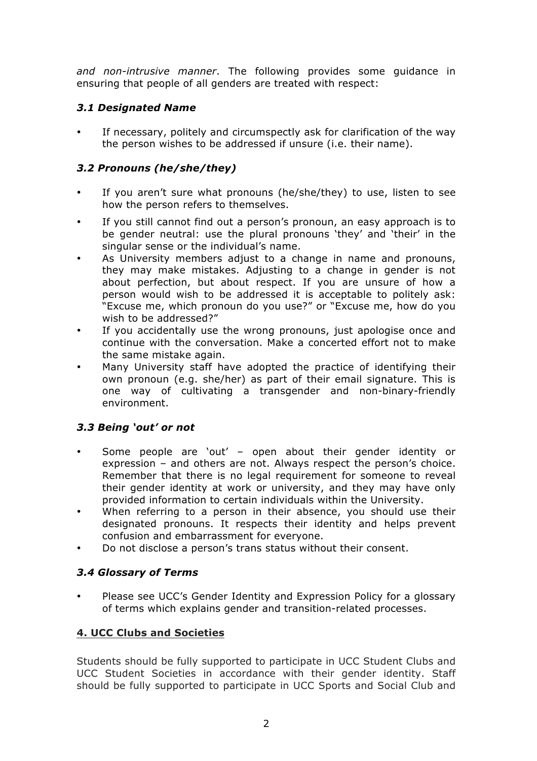*and non-intrusive manner*. The following provides some guidance in ensuring that people of all genders are treated with respect:

### *3.1 Designated Name*

- If necessary, politely and circumspectly ask for clarification of the way the person wishes to be addressed if unsure (i.e. their name).

### *3.2 Pronouns (he/she/they)*

- If you aren't sure what pronouns (he/she/they) to use, listen to see how the person refers to themselves.
- If you still cannot find out a person's pronoun, an easy approach is to be gender neutral: use the plural pronouns 'they' and 'their' in the singular sense or the individual's name.
- As University members adjust to a change in name and pronouns, they may make mistakes. Adjusting to a change in gender is not about perfection, but about respect. If you are unsure of how a person would wish to be addressed it is acceptable to politely ask: "Excuse me, which pronoun do you use?" or "Excuse me, how do you wish to be addressed?"
- If you accidentally use the wrong pronouns, just apologise once and continue with the conversation. Make a concerted effort not to make the same mistake again.
- Many University staff have adopted the practice of identifying their own pronoun (e.g. she/her) as part of their email signature. This is one way of cultivating a transgender and non-binary-friendly environment.

### *3.3 Being 'out' or not*

- Some people are 'out' – open about their gender identity or expression – and others are not. Always respect the person's choice. Remember that there is no legal requirement for someone to reveal their gender identity at work or university, and they may have only provided information to certain individuals within the University.
- When referring to a person in their absence, you should use their designated pronouns. It respects their identity and helps prevent confusion and embarrassment for everyone.
- Do not disclose a person's trans status without their consent.

### *3.4 Glossary of Terms*

- Please see UCC's Gender Identity and Expression Policy for a glossary of terms which explains gender and transition-related processes.

## 4. UCC Clubs and Societies

Students should be fully supported to participate in UCC Student Clubs and UCC Student Societies in accordance with their gender identity. Staff should be fully supported to participate in UCC Sports and Social Club and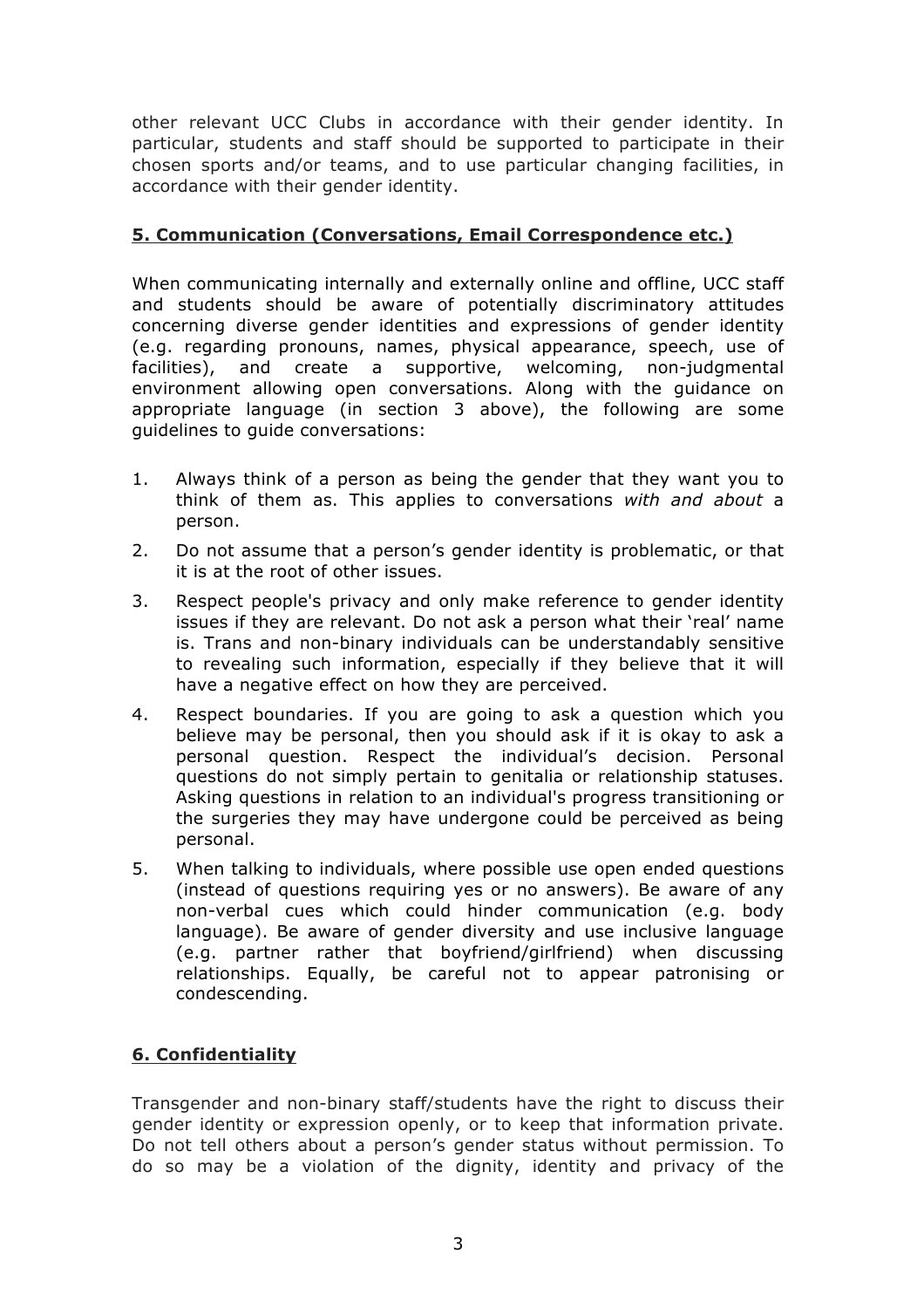other relevant UCC Clubs in accordance with their gender identity. In particular, students and staff should be supported to participate in their chosen sports and/or teams, and to use particular changing facilities, in accordance with their gender identity.

## 5. Communication (Conversations, Email Correspondence etc.)

When communicating internally and externally online and offline, UCC staff and students should be aware of potentially discriminatory attitudes concerning diverse gender identities and expressions of gender identity (e.g. regarding pronouns, names, physical appearance, speech, use of facilities), and create a supportive, welcoming, non-judgmental environment allowing open conversations. Along with the guidance on appropriate language (in section 3 above), the following are some guidelines to guide conversations:

1. Always think of a person as being the gender that they want you to think of them as. This applies to conversations *with and about* a person.
2. Do not assume that a person's gender identity is problematic, or that it is at the root of other issues.
3. Respect people's privacy and only make reference to gender identity issues if they are relevant. Do not ask a person what their 'real' name is. Trans and non-binary individuals can be understandably sensitive to revealing such information, especially if they believe that it will have a negative effect on how they are perceived.
4. Respect boundaries. If you are going to ask a question which you believe may be personal, then you should ask if it is okay to ask a personal question. Respect the individual's decision. Personal questions do not simply pertain to genitalia or relationship statuses. Asking questions in relation to an individual's progress transitioning or the surgeries they may have undergone could be perceived as being personal.
5. When talking to individuals, where possible use open ended questions (instead of questions requiring yes or no answers). Be aware of any non-verbal cues which could hinder communication (e.g. body language). Be aware of gender diversity and use inclusive language (e.g. partner rather that boyfriend/girlfriend) when discussing relationships. Equally, be careful not to appear patronising or condescending.

## 6. Confidentiality

Transgender and non-binary staff/students have the right to discuss their gender identity or expression openly, or to keep that information private. Do not tell others about a person's gender status without permission. To do so may be a violation of the dignity, identity and privacy of the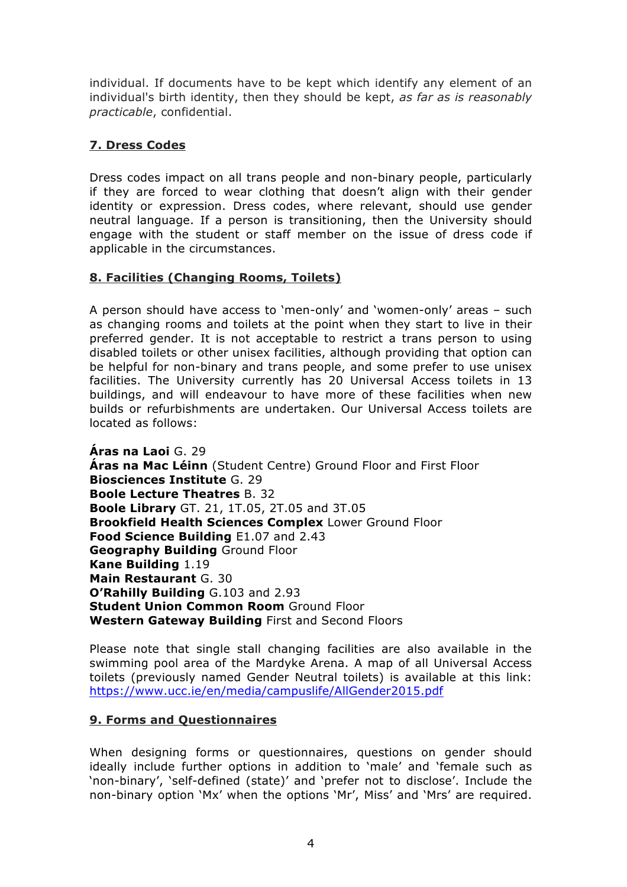individual. If documents have to be kept which identify any element of an individual's birth identity, then they should be kept, *as far as is reasonably practicable*, confidential.

## 7. Dress Codes

Dress codes impact on all trans people and non-binary people, particularly if they are forced to wear clothing that doesn't align with their gender identity or expression. Dress codes, where relevant, should use gender neutral language. If a person is transitioning, then the University should engage with the student or staff member on the issue of dress code if applicable in the circumstances.

## 8. Facilities (Changing Rooms, Toilets)

A person should have access to 'men-only' and 'women-only' areas – such as changing rooms and toilets at the point when they start to live in their preferred gender. It is not acceptable to restrict a trans person to using disabled toilets or other unisex facilities, although providing that option can be helpful for non-binary and trans people, and some prefer to use unisex facilities. The University currently has 20 Universal Access toilets in 13 buildings, and will endeavour to have more of these facilities when new builds or refurbishments are undertaken. Our Universal Access toilets are located as follows:

**Áras na Laoi** G. 29
**Áras na Mac Léinn** (Student Centre) Ground Floor and First Floor
**Biosciences Institute** G. 29
**Boole Lecture Theatres** B. 32
**Boole Library** GT. 21, 1T.05, 2T.05 and 3T.05
**Brookfield Health Sciences Complex** Lower Ground Floor
**Food Science Building** E1.07 and 2.43
**Geography Building** Ground Floor
**Kane Building** 1.19
**Main Restaurant** G. 30
**O'Rahilly Building** G.103 and 2.93
**Student Union Common Room** Ground Floor
**Western Gateway Building** First and Second Floors

Please note that single stall changing facilities are also available in the swimming pool area of the Mardyke Arena. A map of all Universal Access toilets (previously named Gender Neutral toilets) is available at this link: https://www.ucc.ie/en/media/campuslife/AllGender2015.pdf

## 9. Forms and Questionnaires

When designing forms or questionnaires, questions on gender should ideally include further options in addition to 'male' and 'female such as 'non-binary', 'self-defined (state)' and 'prefer not to disclose'. Include the non-binary option 'Mx' when the options 'Mr', Miss' and 'Mrs' are required.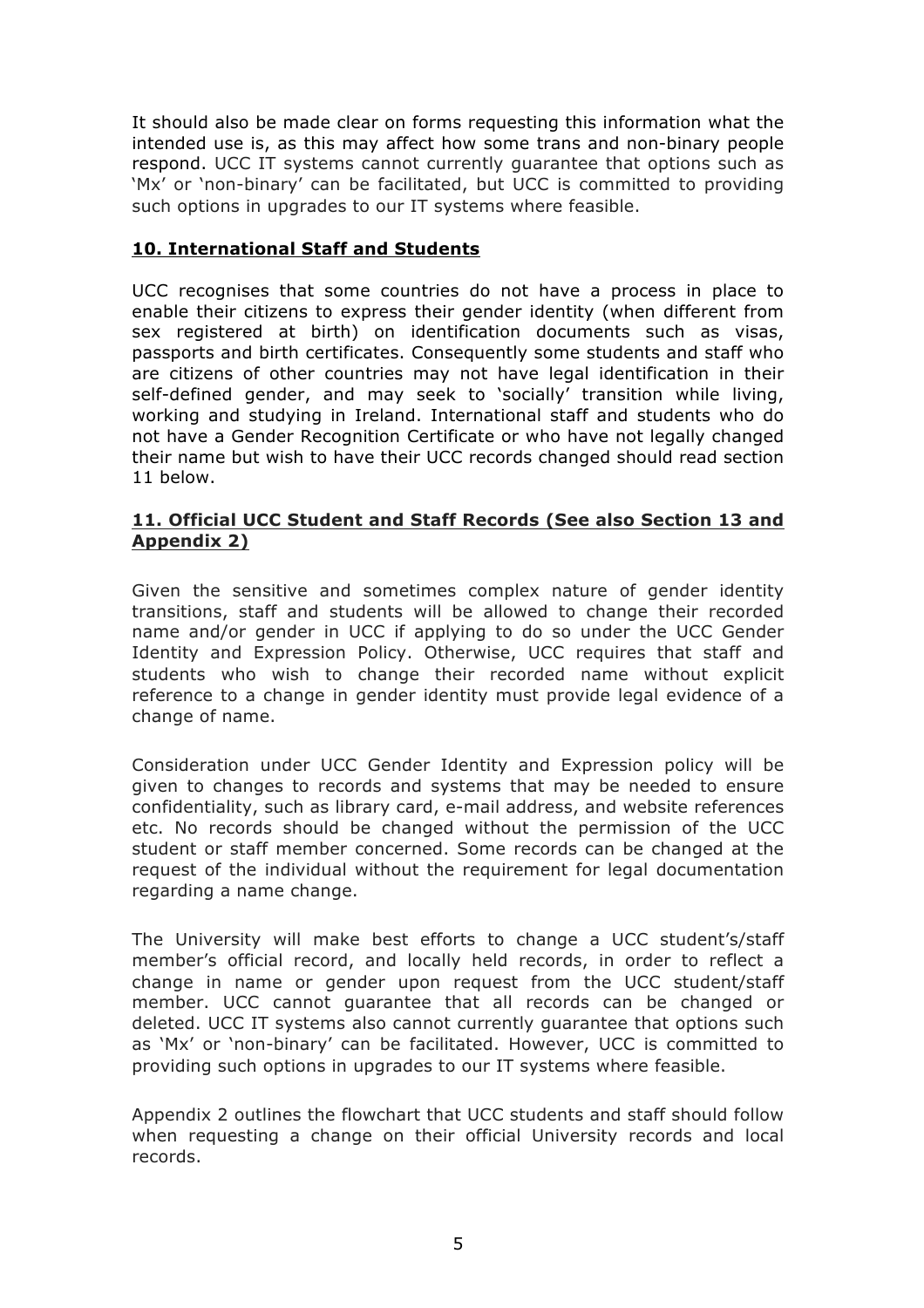It should also be made clear on forms requesting this information what the intended use is, as this may affect how some trans and non-binary people respond. UCC IT systems cannot currently guarantee that options such as 'Mx' or 'non-binary' can be facilitated, but UCC is committed to providing such options in upgrades to our IT systems where feasible.

## 10. International Staff and Students

UCC recognises that some countries do not have a process in place to enable their citizens to express their gender identity (when different from sex registered at birth) on identification documents such as visas, passports and birth certificates. Consequently some students and staff who are citizens of other countries may not have legal identification in their self-defined gender, and may seek to 'socially' transition while living, working and studying in Ireland. International staff and students who do not have a Gender Recognition Certificate or who have not legally changed their name but wish to have their UCC records changed should read section 11 below.

## 11. Official UCC Student and Staff Records (See also Section 13 and Appendix 2)

Given the sensitive and sometimes complex nature of gender identity transitions, staff and students will be allowed to change their recorded name and/or gender in UCC if applying to do so under the UCC Gender Identity and Expression Policy. Otherwise, UCC requires that staff and students who wish to change their recorded name without explicit reference to a change in gender identity must provide legal evidence of a change of name.

Consideration under UCC Gender Identity and Expression policy will be given to changes to records and systems that may be needed to ensure confidentiality, such as library card, e-mail address, and website references etc. No records should be changed without the permission of the UCC student or staff member concerned. Some records can be changed at the request of the individual without the requirement for legal documentation regarding a name change.

The University will make best efforts to change a UCC student's/staff member's official record, and locally held records, in order to reflect a change in name or gender upon request from the UCC student/staff member. UCC cannot guarantee that all records can be changed or deleted. UCC IT systems also cannot currently guarantee that options such as 'Mx' or 'non-binary' can be facilitated. However, UCC is committed to providing such options in upgrades to our IT systems where feasible.

Appendix 2 outlines the flowchart that UCC students and staff should follow when requesting a change on their official University records and local records.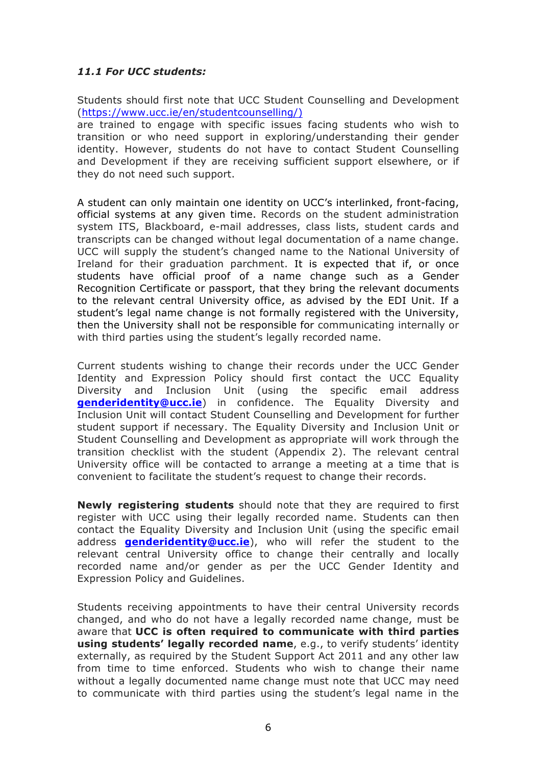### *11.1 For UCC students:*

Students should first note that UCC Student Counselling and Development (https://www.ucc.ie/en/studentcounselling/) are trained to engage with specific issues facing students who wish to transition or who need support in exploring/understanding their gender identity. However, students do not have to contact Student Counselling and Development if they are receiving sufficient support elsewhere, or if they do not need such support.

A student can only maintain one identity on UCC's interlinked, front-facing, official systems at any given time. Records on the student administration system ITS, Blackboard, e-mail addresses, class lists, student cards and transcripts can be changed without legal documentation of a name change. UCC will supply the student's changed name to the National University of Ireland for their graduation parchment. It is expected that if, or once students have official proof of a name change such as a Gender Recognition Certificate or passport, that they bring the relevant documents to the relevant central University office, as advised by the EDI Unit. If a student's legal name change is not formally registered with the University, then the University shall not be responsible for communicating internally or with third parties using the student's legally recorded name.

Current students wishing to change their records under the UCC Gender Identity and Expression Policy should first contact the UCC Equality Diversity and Inclusion Unit (using the specific email address **genderidentity@ucc.ie**) in confidence. The Equality Diversity and Inclusion Unit will contact Student Counselling and Development for further student support if necessary. The Equality Diversity and Inclusion Unit or Student Counselling and Development as appropriate will work through the transition checklist with the student (Appendix 2). The relevant central University office will be contacted to arrange a meeting at a time that is convenient to facilitate the student's request to change their records.

**Newly registering students** should note that they are required to first register with UCC using their legally recorded name. Students can then contact the Equality Diversity and Inclusion Unit (using the specific email address **genderidentity@ucc.ie**), who will refer the student to the relevant central University office to change their centrally and locally recorded name and/or gender as per the UCC Gender Identity and Expression Policy and Guidelines.

Students receiving appointments to have their central University records changed, and who do not have a legally recorded name change, must be aware that **UCC is often required to communicate with third parties using students' legally recorded name**, e.g., to verify students' identity externally, as required by the Student Support Act 2011 and any other law from time to time enforced. Students who wish to change their name without a legally documented name change must note that UCC may need to communicate with third parties using the student's legal name in the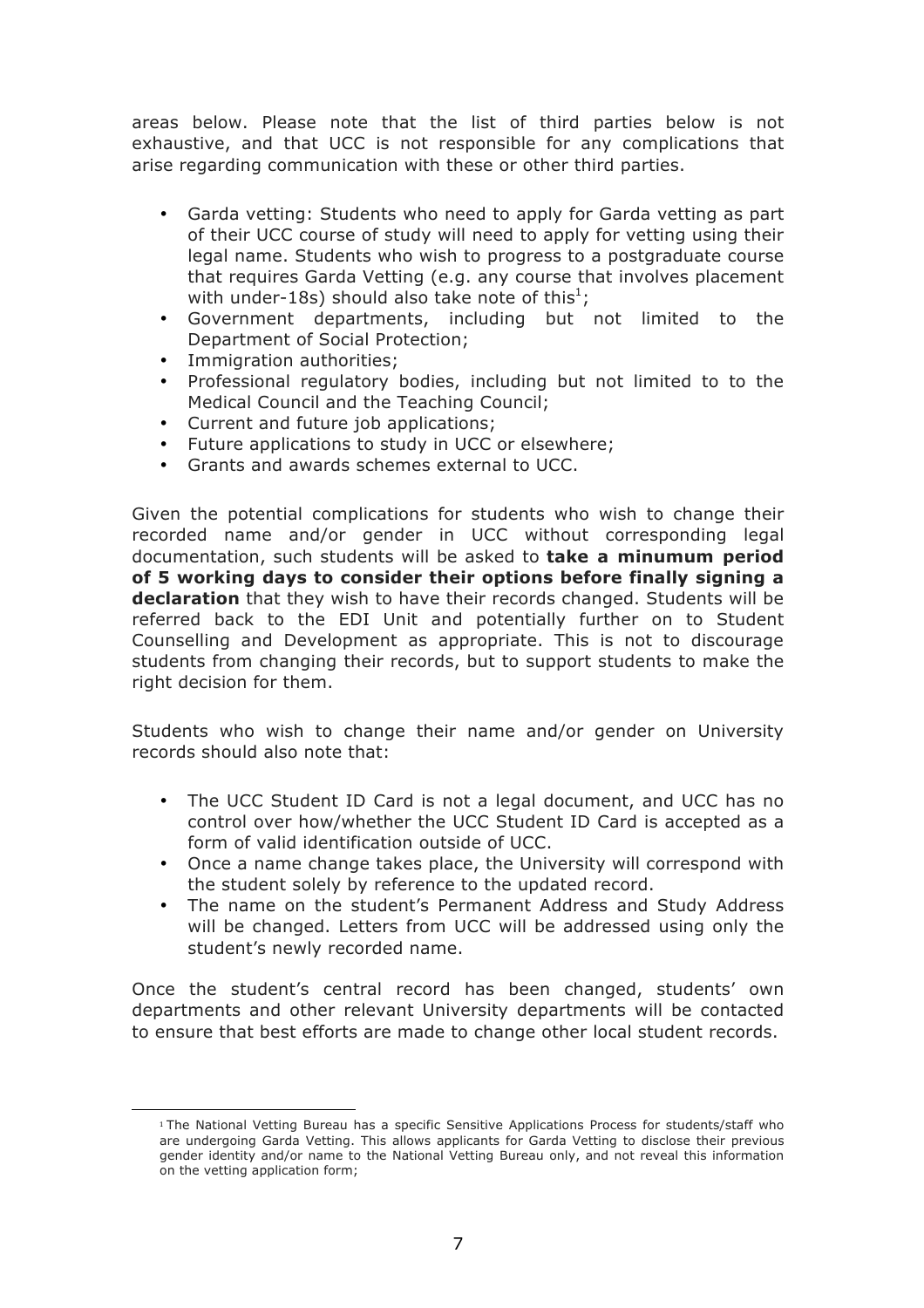areas below. Please note that the list of third parties below is not exhaustive, and that UCC is not responsible for any complications that arise regarding communication with these or other third parties.

- Garda vetting: Students who need to apply for Garda vetting as part of their UCC course of study will need to apply for vetting using their legal name. Students who wish to progress to a postgraduate course that requires Garda Vetting (e.g. any course that involves placement with under-18s) should also take note of this[1];
- Government departments, including but not limited to the Department of Social Protection;
- Immigration authorities;
- Professional regulatory bodies, including but not limited to to the Medical Council and the Teaching Council;
- Current and future job applications;
- Future applications to study in UCC or elsewhere;
- Grants and awards schemes external to UCC.

Given the potential complications for students who wish to change their recorded name and/or gender in UCC without corresponding legal documentation, such students will be asked to **take a minumum period of 5 working days to consider their options before finally signing a declaration** that they wish to have their records changed. Students will be referred back to the EDI Unit and potentially further on to Student Counselling and Development as appropriate. This is not to discourage students from changing their records, but to support students to make the right decision for them.

Students who wish to change their name and/or gender on University records should also note that:

- The UCC Student ID Card is not a legal document, and UCC has no control over how/whether the UCC Student ID Card is accepted as a form of valid identification outside of UCC.
- Once a name change takes place, the University will correspond with the student solely by reference to the updated record.
- The name on the student's Permanent Address and Study Address will be changed. Letters from UCC will be addressed using only the student's newly recorded name.

Once the student's central record has been changed, students' own departments and other relevant University departments will be contacted to ensure that best efforts are made to change other local student records.

---

[1] The National Vetting Bureau has a specific Sensitive Applications Process for students/staff who are undergoing Garda Vetting. This allows applicants for Garda Vetting to disclose their previous gender identity and/or name to the National Vetting Bureau only, and not reveal this information on the vetting application form;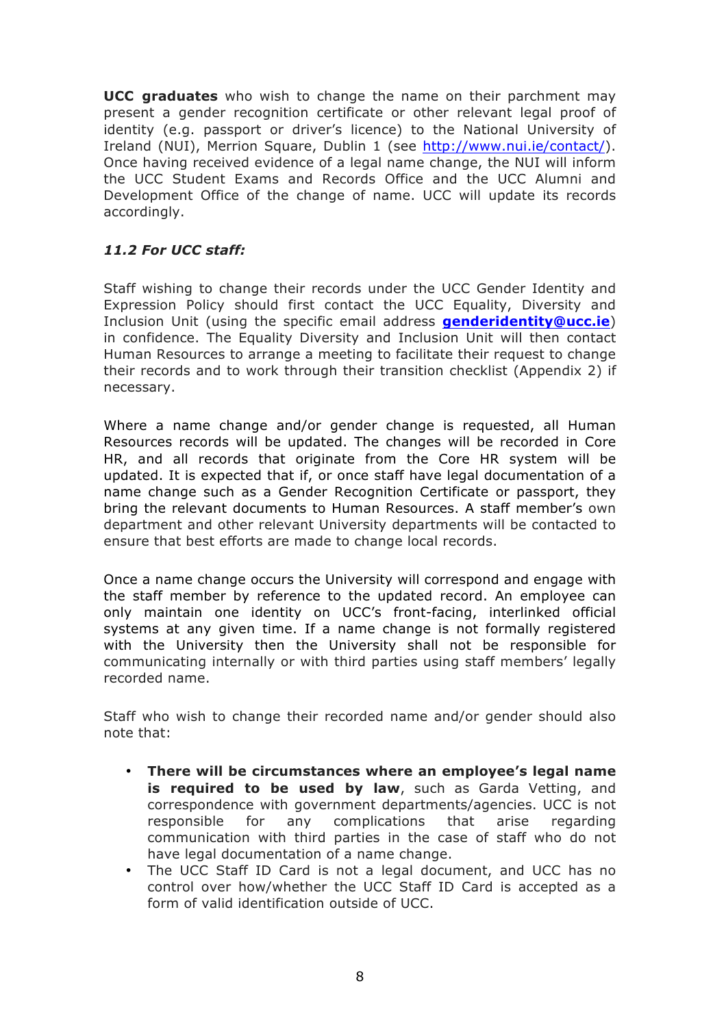**UCC graduates** who wish to change the name on their parchment may present a gender recognition certificate or other relevant legal proof of identity (e.g. passport or driver's licence) to the National University of Ireland (NUI), Merrion Square, Dublin 1 (see http://www.nui.ie/contact/). Once having received evidence of a legal name change, the NUI will inform the UCC Student Exams and Records Office and the UCC Alumni and Development Office of the change of name. UCC will update its records accordingly.

### *11.2 For UCC staff:*

Staff wishing to change their records under the UCC Gender Identity and Expression Policy should first contact the UCC Equality, Diversity and Inclusion Unit (using the specific email address **genderidentity@ucc.ie**) in confidence. The Equality Diversity and Inclusion Unit will then contact Human Resources to arrange a meeting to facilitate their request to change their records and to work through their transition checklist (Appendix 2) if necessary.

Where a name change and/or gender change is requested, all Human Resources records will be updated. The changes will be recorded in Core HR, and all records that originate from the Core HR system will be updated. It is expected that if, or once staff have legal documentation of a name change such as a Gender Recognition Certificate or passport, they bring the relevant documents to Human Resources. A staff member's own department and other relevant University departments will be contacted to ensure that best efforts are made to change local records.

Once a name change occurs the University will correspond and engage with the staff member by reference to the updated record. An employee can only maintain one identity on UCC's front-facing, interlinked official systems at any given time. If a name change is not formally registered with the University then the University shall not be responsible for communicating internally or with third parties using staff members' legally recorded name.

Staff who wish to change their recorded name and/or gender should also note that:

- **There will be circumstances where an employee's legal name is required to be used by law**, such as Garda Vetting, and correspondence with government departments/agencies. UCC is not responsible for any complications that arise regarding communication with third parties in the case of staff who do not have legal documentation of a name change.
- The UCC Staff ID Card is not a legal document, and UCC has no control over how/whether the UCC Staff ID Card is accepted as a form of valid identification outside of UCC.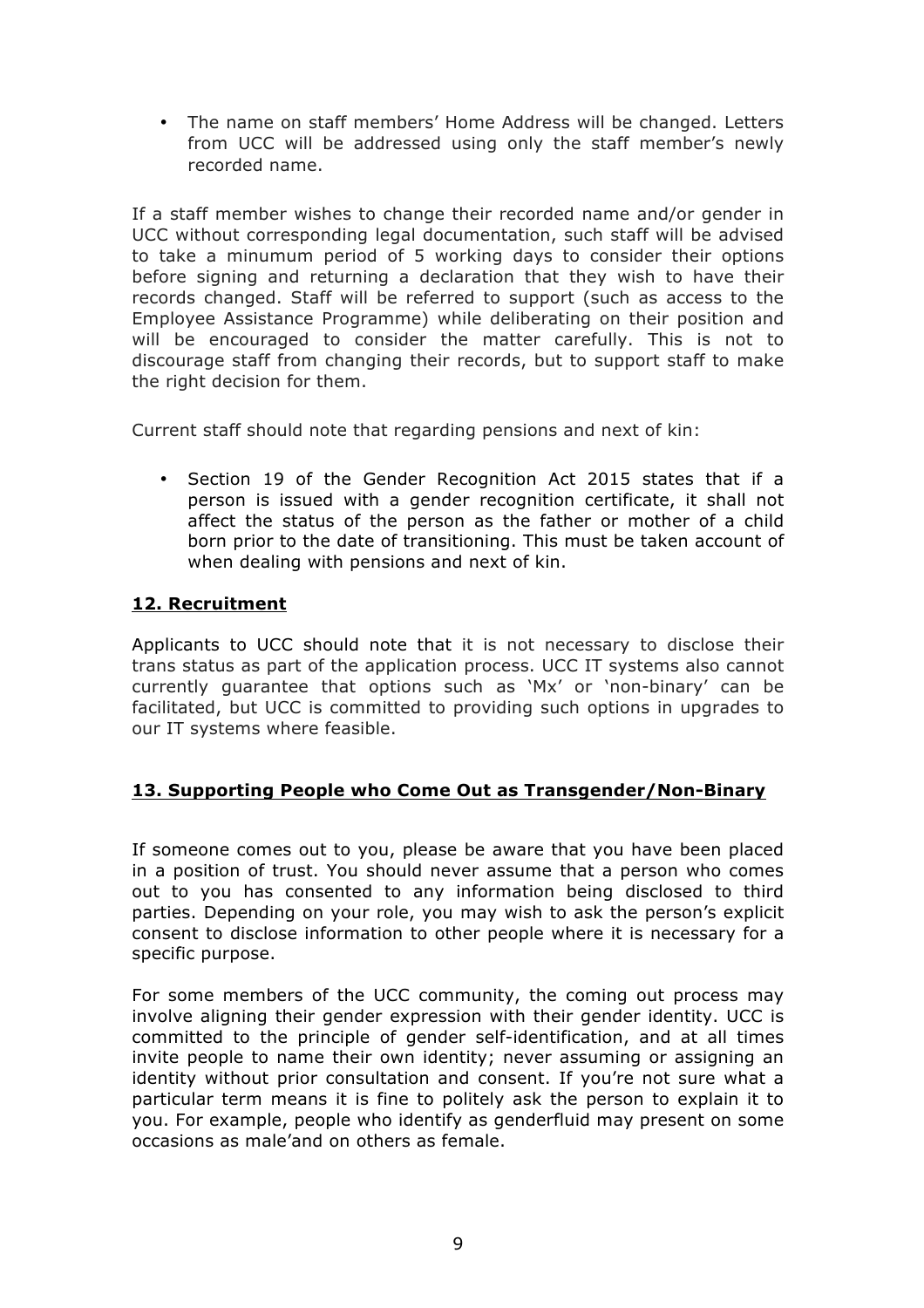- The name on staff members' Home Address will be changed. Letters from UCC will be addressed using only the staff member's newly recorded name.

If a staff member wishes to change their recorded name and/or gender in UCC without corresponding legal documentation, such staff will be advised to take a minumum period of 5 working days to consider their options before signing and returning a declaration that they wish to have their records changed. Staff will be referred to support (such as access to the Employee Assistance Programme) while deliberating on their position and will be encouraged to consider the matter carefully. This is not to discourage staff from changing their records, but to support staff to make the right decision for them.

Current staff should note that regarding pensions and next of kin:

- Section 19 of the Gender Recognition Act 2015 states that if a person is issued with a gender recognition certificate, it shall not affect the status of the person as the father or mother of a child born prior to the date of transitioning. This must be taken account of when dealing with pensions and next of kin.

## 12. Recruitment

Applicants to UCC should note that it is not necessary to disclose their trans status as part of the application process. UCC IT systems also cannot currently guarantee that options such as 'Mx' or 'non-binary' can be facilitated, but UCC is committed to providing such options in upgrades to our IT systems where feasible.

## 13. Supporting People who Come Out as Transgender/Non-Binary

If someone comes out to you, please be aware that you have been placed in a position of trust. You should never assume that a person who comes out to you has consented to any information being disclosed to third parties. Depending on your role, you may wish to ask the person's explicit consent to disclose information to other people where it is necessary for a specific purpose.

For some members of the UCC community, the coming out process may involve aligning their gender expression with their gender identity. UCC is committed to the principle of gender self-identification, and at all times invite people to name their own identity; never assuming or assigning an identity without prior consultation and consent. If you're not sure what a particular term means it is fine to politely ask the person to explain it to you. For example, people who identify as genderfluid may present on some occasions as male'and on others as female.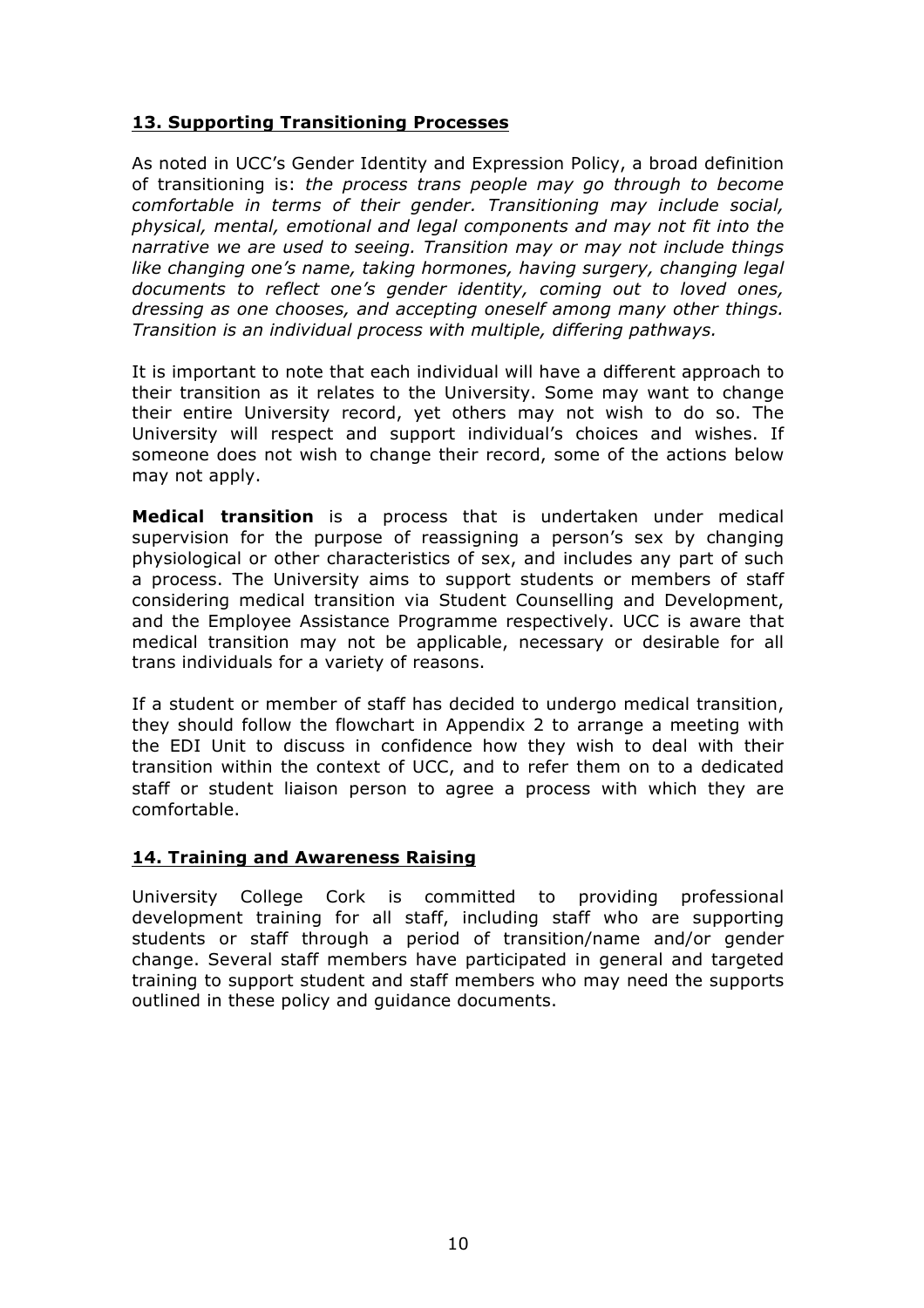## 13. Supporting Transitioning Processes

As noted in UCC's Gender Identity and Expression Policy, a broad definition of transitioning is: *the process trans people may go through to become comfortable in terms of their gender. Transitioning may include social, physical, mental, emotional and legal components and may not fit into the narrative we are used to seeing. Transition may or may not include things like changing one's name, taking hormones, having surgery, changing legal documents to reflect one's gender identity, coming out to loved ones, dressing as one chooses, and accepting oneself among many other things. Transition is an individual process with multiple, differing pathways.*

It is important to note that each individual will have a different approach to their transition as it relates to the University. Some may want to change their entire University record, yet others may not wish to do so. The University will respect and support individual's choices and wishes. If someone does not wish to change their record, some of the actions below may not apply.

**Medical transition** is a process that is undertaken under medical supervision for the purpose of reassigning a person's sex by changing physiological or other characteristics of sex, and includes any part of such a process. The University aims to support students or members of staff considering medical transition via Student Counselling and Development, and the Employee Assistance Programme respectively. UCC is aware that medical transition may not be applicable, necessary or desirable for all trans individuals for a variety of reasons.

If a student or member of staff has decided to undergo medical transition, they should follow the flowchart in Appendix 2 to arrange a meeting with the EDI Unit to discuss in confidence how they wish to deal with their transition within the context of UCC, and to refer them on to a dedicated staff or student liaison person to agree a process with which they are comfortable.

## 14. Training and Awareness Raising

University College Cork is committed to providing professional development training for all staff, including staff who are supporting students or staff through a period of transition/name and/or gender change. Several staff members have participated in general and targeted training to support student and staff members who may need the supports outlined in these policy and guidance documents.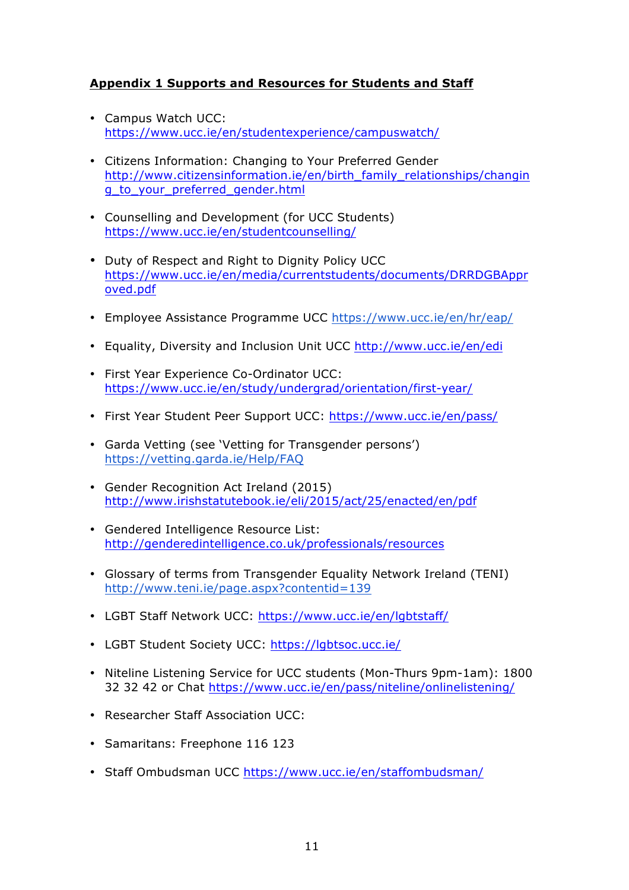**Appendix 1 Supports and Resources for Students and Staff**

- Campus Watch UCC: https://www.ucc.ie/en/studentexperience/campuswatch/
- Citizens Information: Changing to Your Preferred Gender http://www.citizensinformation.ie/en/birth_family_relationships/changing_to_your_preferred_gender.html
- Counselling and Development (for UCC Students) https://www.ucc.ie/en/studentcounselling/
- Duty of Respect and Right to Dignity Policy UCC https://www.ucc.ie/en/media/currentstudents/documents/DRRDGBApproved.pdf
- Employee Assistance Programme UCC https://www.ucc.ie/en/hr/eap/
- Equality, Diversity and Inclusion Unit UCC http://www.ucc.ie/en/edi
- First Year Experience Co-Ordinator UCC: https://www.ucc.ie/en/study/undergrad/orientation/first-year/
- First Year Student Peer Support UCC: https://www.ucc.ie/en/pass/
- Garda Vetting (see 'Vetting for Transgender persons') https://vetting.garda.ie/Help/FAQ
- Gender Recognition Act Ireland (2015) http://www.irishstatutebook.ie/eli/2015/act/25/enacted/en/pdf
- Gendered Intelligence Resource List: http://genderedintelligence.co.uk/professionals/resources
- Glossary of terms from Transgender Equality Network Ireland (TENI) http://www.teni.ie/page.aspx?contentid=139
- LGBT Staff Network UCC: https://www.ucc.ie/en/lgbtstaff/
- LGBT Student Society UCC: https://lgbtsoc.ucc.ie/
- Niteline Listening Service for UCC students (Mon-Thurs 9pm-1am): 1800 32 32 42 or Chat https://www.ucc.ie/en/pass/niteline/onlinelistening/
- Researcher Staff Association UCC:
- Samaritans: Freephone 116 123
- Staff Ombudsman UCC https://www.ucc.ie/en/staffombudsman/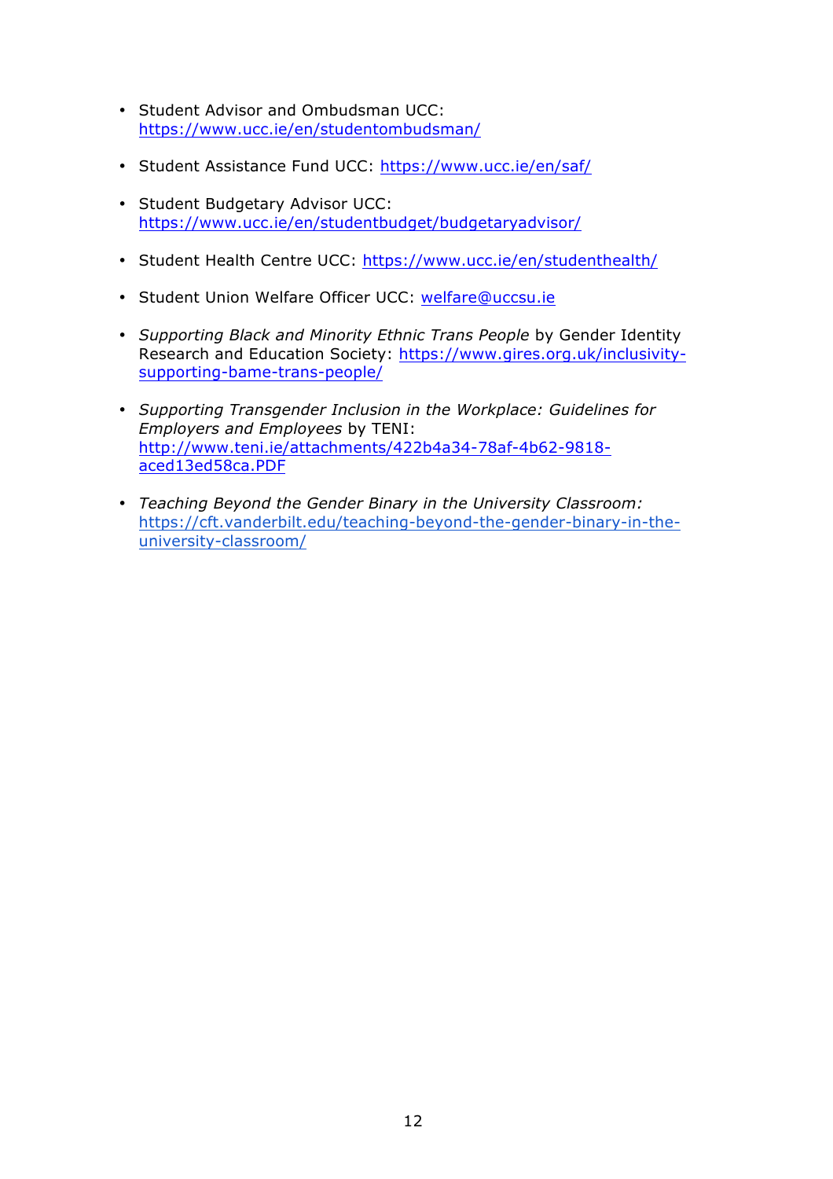- Student Advisor and Ombudsman UCC: https://www.ucc.ie/en/studentombudsman/

- Student Assistance Fund UCC: https://www.ucc.ie/en/saf/

- Student Budgetary Advisor UCC: https://www.ucc.ie/en/studentbudget/budgetaryadvisor/

- Student Health Centre UCC: https://www.ucc.ie/en/studenthealth/

- Student Union Welfare Officer UCC: welfare@uccsu.ie

- *Supporting Black and Minority Ethnic Trans People* by Gender Identity Research and Education Society: https://www.gires.org.uk/inclusivity-supporting-bame-trans-people/

- *Supporting Transgender Inclusion in the Workplace: Guidelines for Employers and Employees* by TENI: http://www.teni.ie/attachments/422b4a34-78af-4b62-9818-aced13ed58ca.PDF

- *Teaching Beyond the Gender Binary in the University Classroom:* https://cft.vanderbilt.edu/teaching-beyond-the-gender-binary-in-the-university-classroom/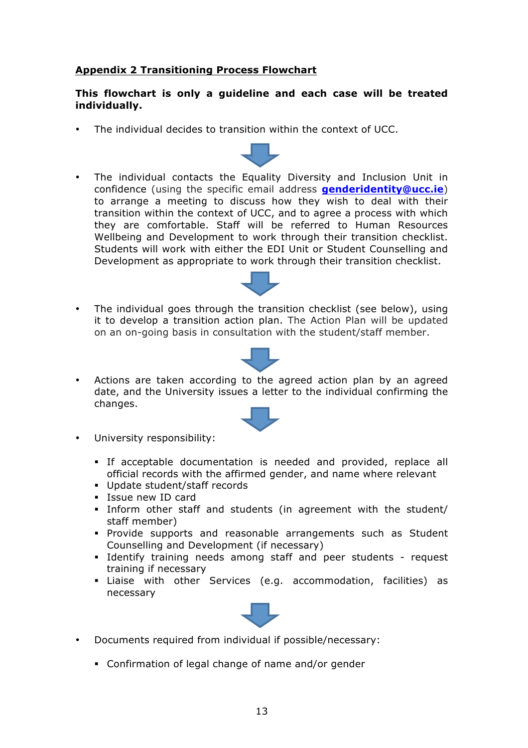**Appendix 2 Transitioning Process Flowchart**

**This flowchart is only a guideline and each case will be treated individually.**

- The individual decides to transition within the context of UCC.

- The individual contacts the Equality Diversity and Inclusion Unit in confidence (using the specific email address **genderidentity@ucc.ie**) to arrange a meeting to discuss how they wish to deal with their transition within the context of UCC, and to agree a process with which they are comfortable. Staff will be referred to Human Resources Wellbeing and Development to work through their transition checklist. Students will work with either the EDI Unit or Student Counselling and Development as appropriate to work through their transition checklist.

- The individual goes through the transition checklist (see below), using it to develop a transition action plan. The Action Plan will be updated on an on-going basis in consultation with the student/staff member.

- Actions are taken according to the agreed action plan by an agreed date, and the University issues a letter to the individual confirming the changes.

- University responsibility:
  - If acceptable documentation is needed and provided, replace all official records with the affirmed gender, and name where relevant
  - Update student/staff records
  - Issue new ID card
  - Inform other staff and students (in agreement with the student/ staff member)
  - Provide supports and reasonable arrangements such as Student Counselling and Development (if necessary)
  - Identify training needs among staff and peer students - request training if necessary
  - Liaise with other Services (e.g. accommodation, facilities) as necessary

- Documents required from individual if possible/necessary:
  - Confirmation of legal change of name and/or gender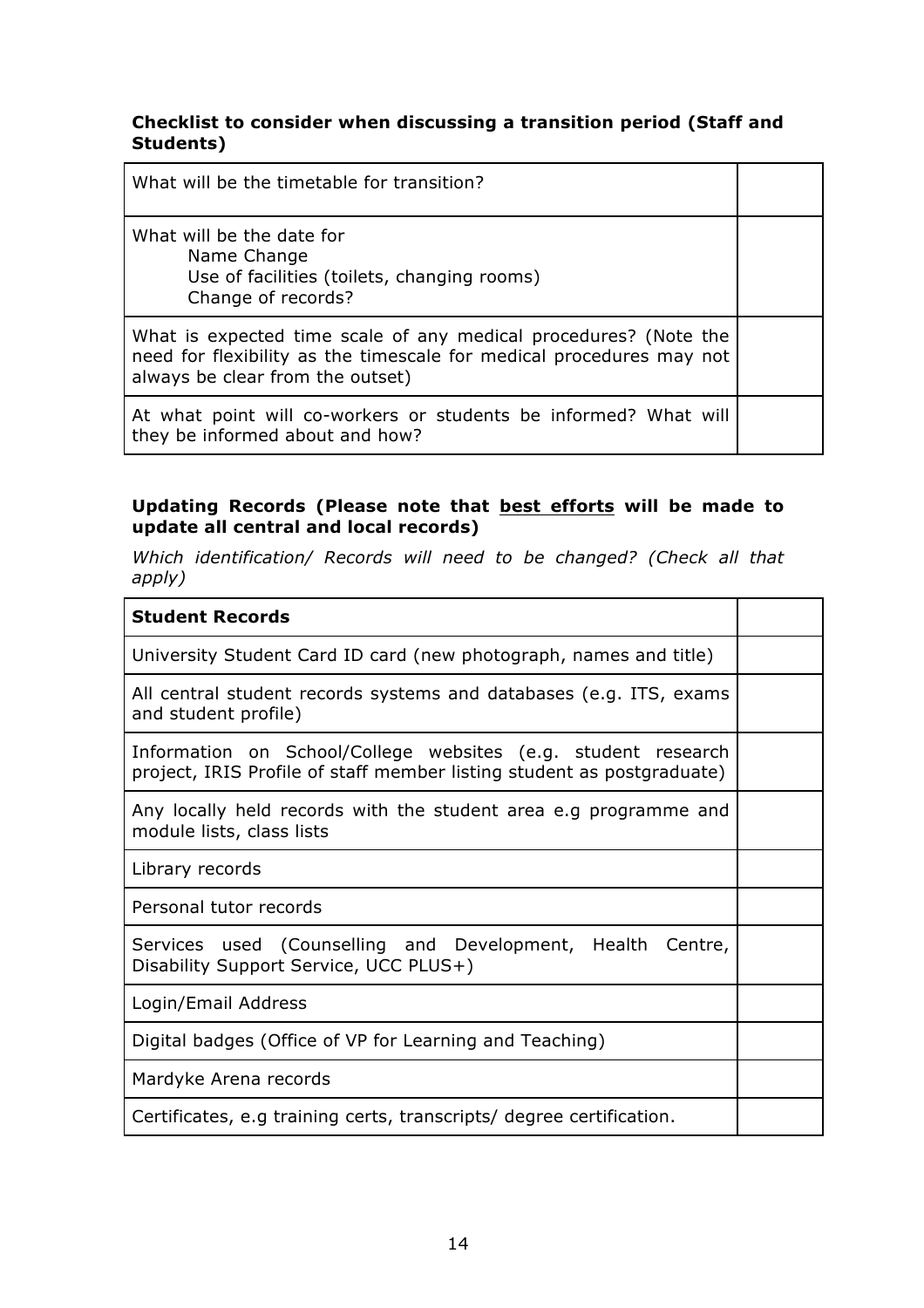**Checklist to consider when discussing a transition period (Staff and Students)**

| | |
|---|---|
| What will be the timetable for transition? | |
| What will be the date for<br>Name Change<br>Use of facilities (toilets, changing rooms)<br>Change of records? | |
| What is expected time scale of any medical procedures? (Note the need for flexibility as the timescale for medical procedures may not always be clear from the outset) | |
| At what point will co-workers or students be informed? What will they be informed about and how? | |

**Updating Records (Please note that <u>best efforts</u> will be made to update all central and local records)**

*Which identification/ Records will need to be changed? (Check all that apply)*

| **Student Records** | |
|---|---|
| University Student Card ID card (new photograph, names and title) | |
| All central student records systems and databases (e.g. ITS, exams and student profile) | |
| Information on School/College websites (e.g. student research project, IRIS Profile of staff member listing student as postgraduate) | |
| Any locally held records with the student area e.g programme and module lists, class lists | |
| Library records | |
| Personal tutor records | |
| Services used (Counselling and Development, Health Centre, Disability Support Service, UCC PLUS+) | |
| Login/Email Address | |
| Digital badges (Office of VP for Learning and Teaching) | |
| Mardyke Arena records | |
| Certificates, e.g training certs, transcripts/ degree certification. | |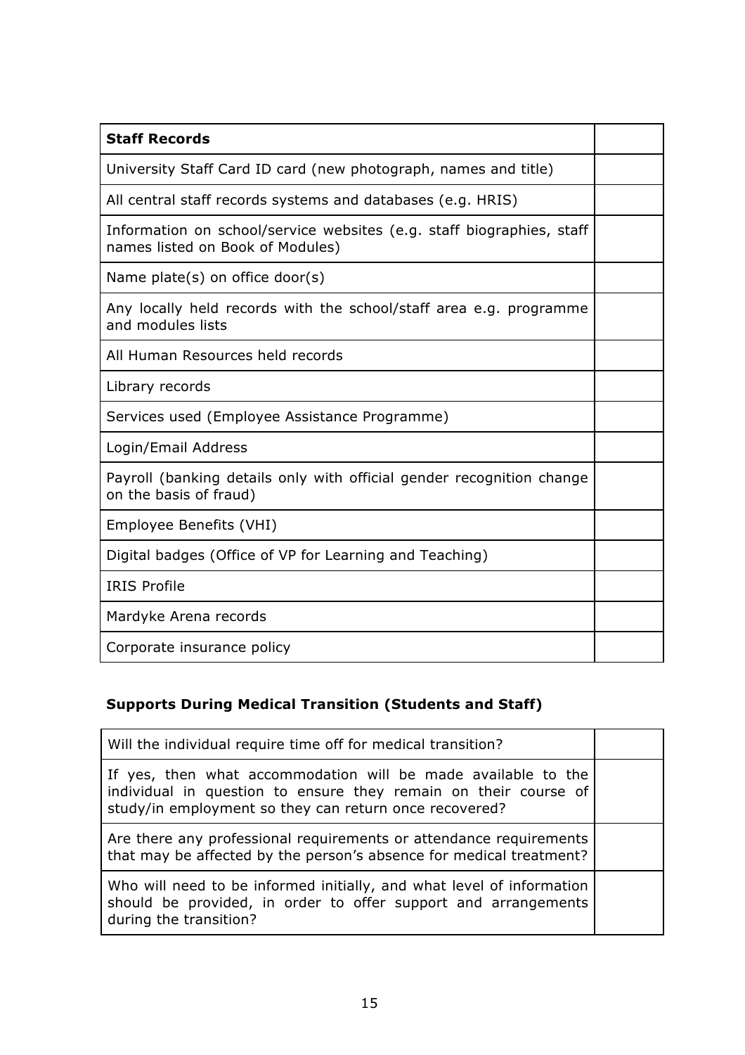| Staff Records | |
|---|---|
| University Staff Card ID card (new photograph, names and title) | |
| All central staff records systems and databases (e.g. HRIS) | |
| Information on school/service websites (e.g. staff biographies, staff names listed on Book of Modules) | |
| Name plate(s) on office door(s) | |
| Any locally held records with the school/staff area e.g. programme and modules lists | |
| All Human Resources held records | |
| Library records | |
| Services used (Employee Assistance Programme) | |
| Login/Email Address | |
| Payroll (banking details only with official gender recognition change on the basis of fraud) | |
| Employee Benefits (VHI) | |
| Digital badges (Office of VP for Learning and Teaching) | |
| IRIS Profile | |
| Mardyke Arena records | |
| Corporate insurance policy | |

**Supports During Medical Transition (Students and Staff)**

| | |
|---|---|
| Will the individual require time off for medical transition? | |
| If yes, then what accommodation will be made available to the individual in question to ensure they remain on their course of study/in employment so they can return once recovered? | |
| Are there any professional requirements or attendance requirements that may be affected by the person's absence for medical treatment? | |
| Who will need to be informed initially, and what level of information should be provided, in order to offer support and arrangements during the transition? | |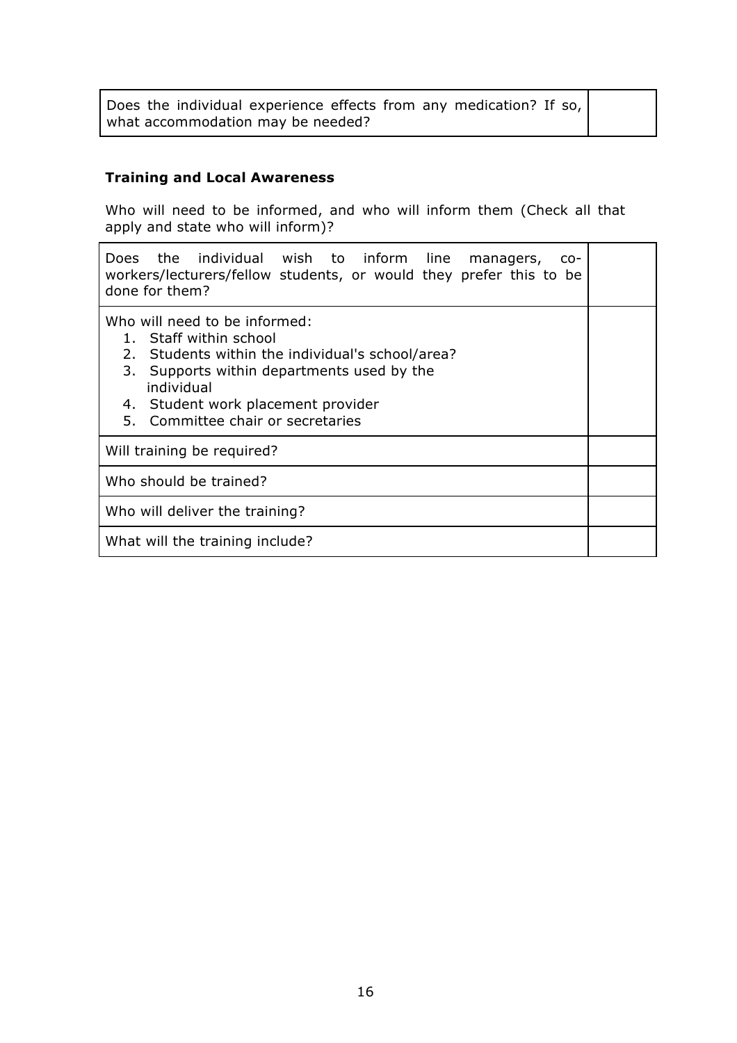| | |
|---|---|
| Does the individual experience effects from any medication? If so, what accommodation may be needed? | |

**Training and Local Awareness**

Who will need to be informed, and who will inform them (Check all that apply and state who will inform)?

| | |
|---|---|
| Does the individual wish to inform line managers, co-workers/lecturers/fellow students, or would they prefer this to be done for them? | |
| Who will need to be informed:<br>1. Staff within school<br>2. Students within the individual's school/area?<br>3. Supports within departments used by the individual<br>4. Student work placement provider<br>5. Committee chair or secretaries | |
| Will training be required? | |
| Who should be trained? | |
| Who will deliver the training? | |
| What will the training include? | |